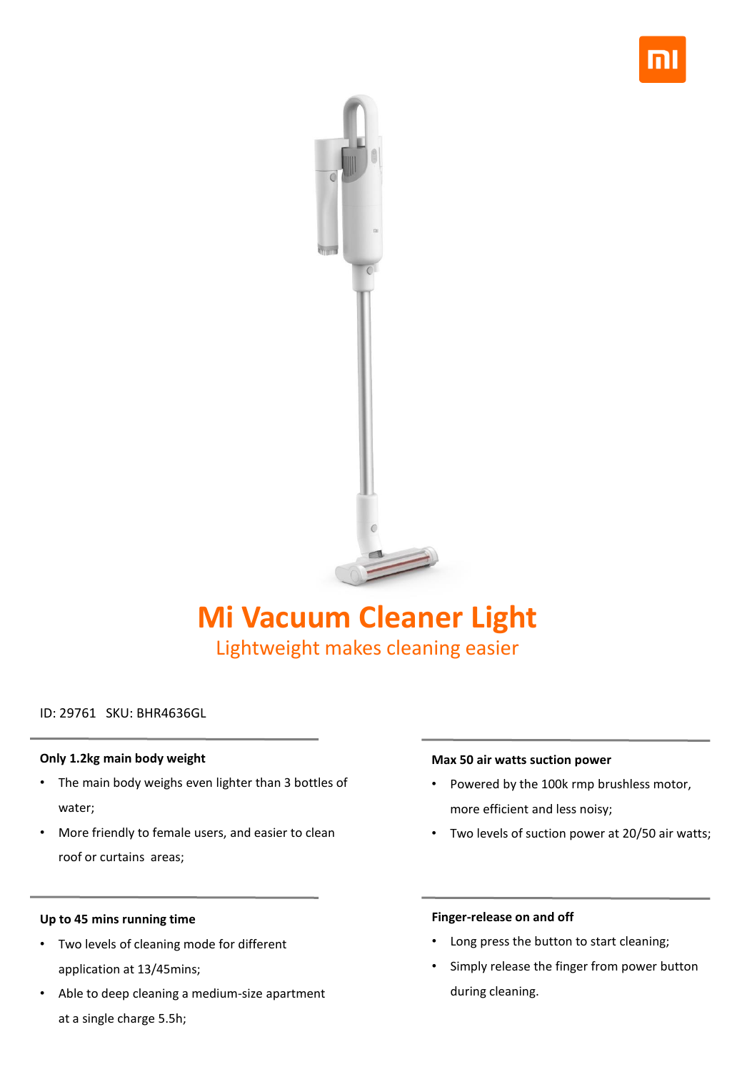# Mi Vacuum Cleaner Light

## Lightweight makes cleaning easier

ID: 29761 SKU: BHR4636GL

**Only 1.2kg main body weight**

- The main body weighs even lighter than 3 bottles of water;
- More friendly to female users, and easier to clean roof or curtains areas;

**Up to 45 mins running time**

- Two levels of cleaning mode for different application at 13/45mins;
- Able to deep cleaning a medium-size apartment at a single charge 5.5h;

**Max 50 air watts suction power**

- Powered by the 100k rmp brushless motor, more efficient and less noisy;
- Two levels of suction power at 20/50 air watts;

**Finger-release on and off**

- Long press the button to start cleaning;
- Simply release the finger from power button during cleaning.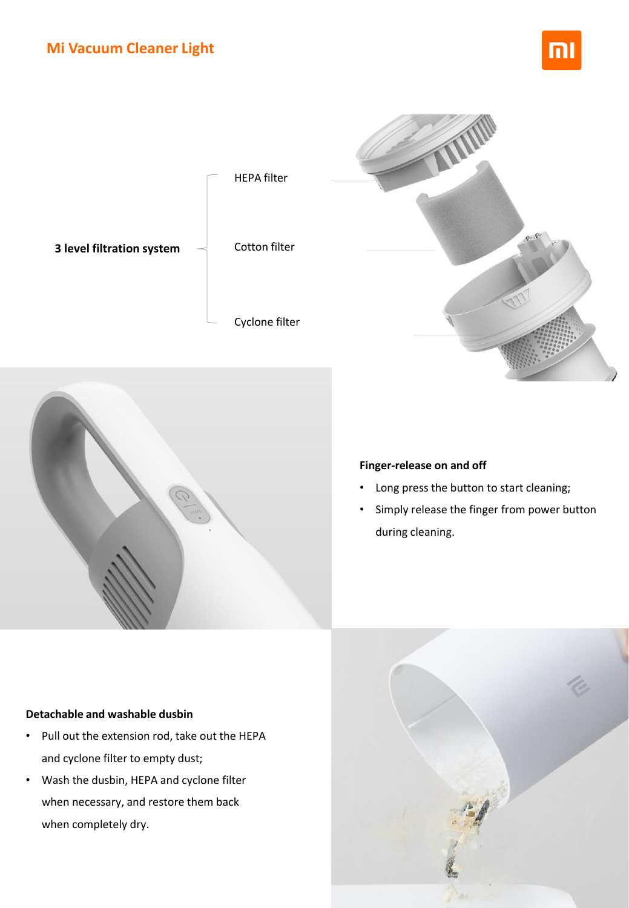## Mi Vacuum Cleaner Light

**3 level filtration system**

- HEPA filter
- Cotton filter
- Cyclone filter

**Finger-release on and off**

- Long press the button to start cleaning;
- Simply release the finger from power button during cleaning.

**Detachable and washable dusbin**

- Pull out the extension rod, take out the HEPA and cyclone filter to empty dust;
- Wash the dusbin, HEPA and cyclone filter when necessary, and restore them back when completely dry.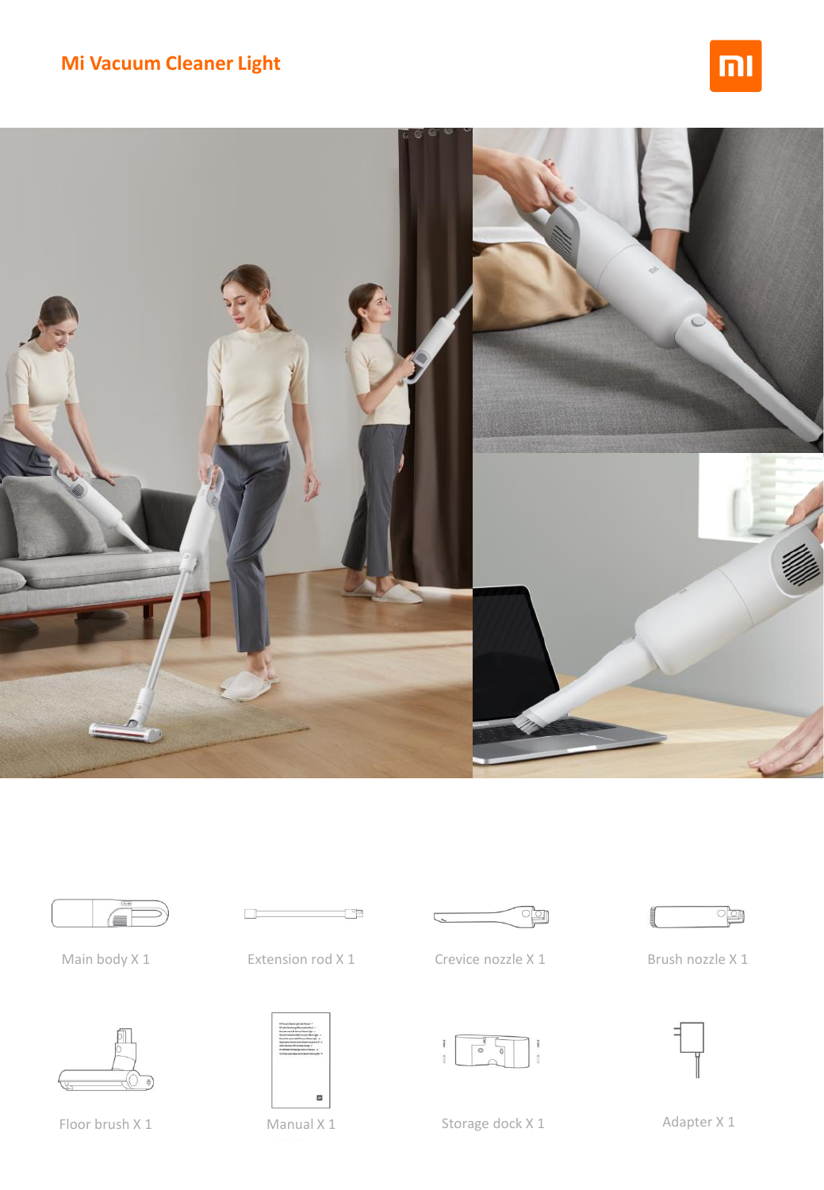# Mi Vacuum Cleaner Light

Main body X 1

Extension rod X 1

Crevice nozzle X 1

Brush nozzle X 1

Floor brush X 1

Manual X 1

Storage dock X 1

Adapter X 1